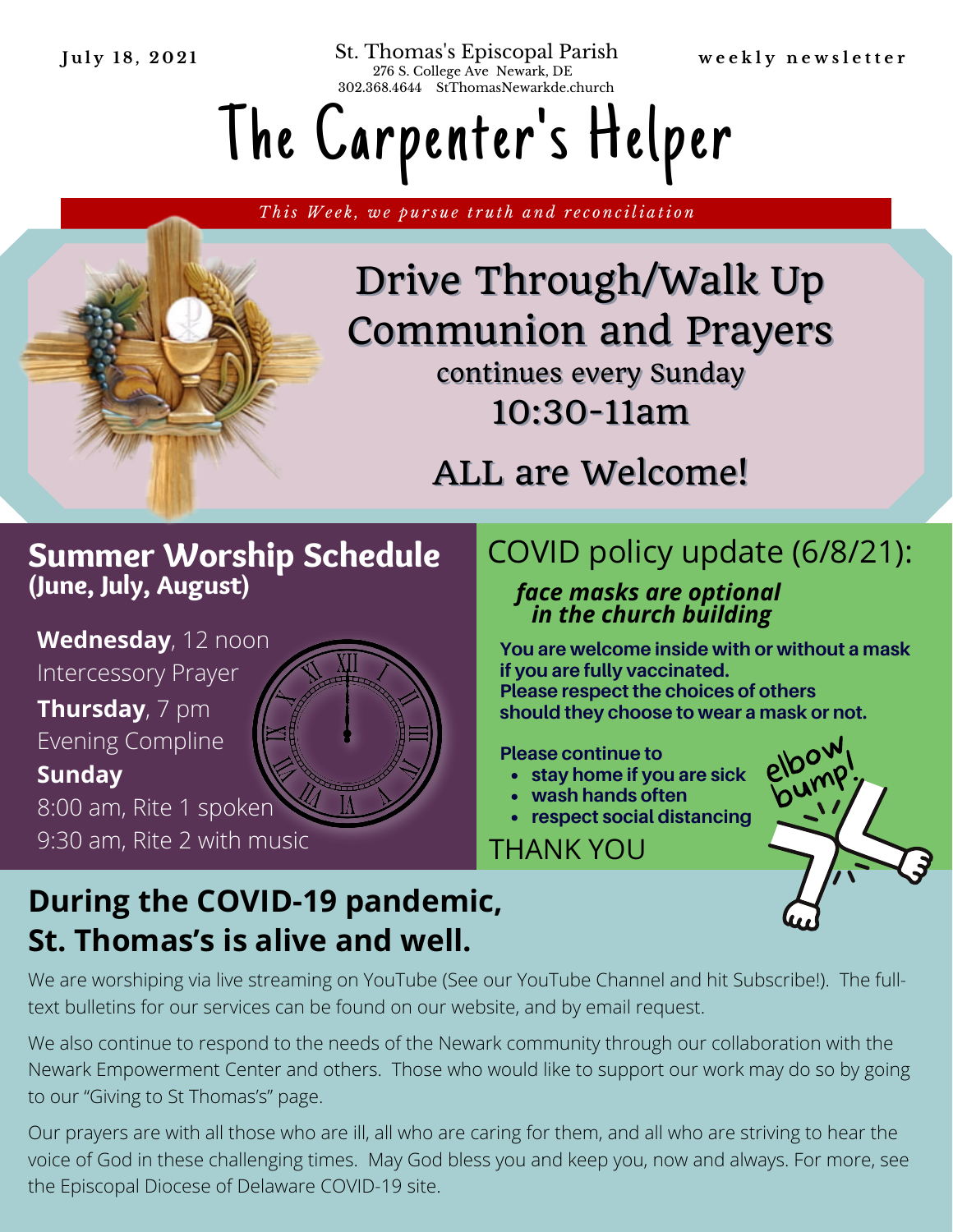July 18, 2021

St. Thomas's Episcopal Parish
276 S. College Ave Newark, DE
302.368.4644 StThomasNewarkde.church

weekly newsletter

# The Carpenter's Helper

*This Week, we pursue truth and reconciliation*

## Drive Through/Walk Up Communion and Prayers

continues every Sunday
10:30-11am

ALL are Welcome!

## Summer Worship Schedule
**(June, July, August)**

**Wednesday**, 12 noon
Intercessory Prayer

**Thursday**, 7 pm
Evening Compline

**Sunday**
8:00 am, Rite 1 spoken
9:30 am, Rite 2 with music

## COVID policy update (6/8/21):

***face masks are optional in the church building***

**You are welcome inside with or without a mask if you are fully vaccinated.**
**Please respect the choices of others should they choose to wear a mask or not.**

**Please continue to**

- **stay home if you are sick**
- **wash hands often**
- **respect social distancing**

THANK YOU

elbow bump!

## During the COVID-19 pandemic, St. Thomas's is alive and well.

We are worshiping via live streaming on YouTube (See our YouTube Channel and hit Subscribe!). The full-text bulletins for our services can be found on our website, and by email request.

We also continue to respond to the needs of the Newark community through our collaboration with the Newark Empowerment Center and others. Those who would like to support our work may do so by going to our "Giving to St Thomas's" page.

Our prayers are with all those who are ill, all who are caring for them, and all who are striving to hear the voice of God in these challenging times. May God bless you and keep you, now and always. For more, see the Episcopal Diocese of Delaware COVID-19 site.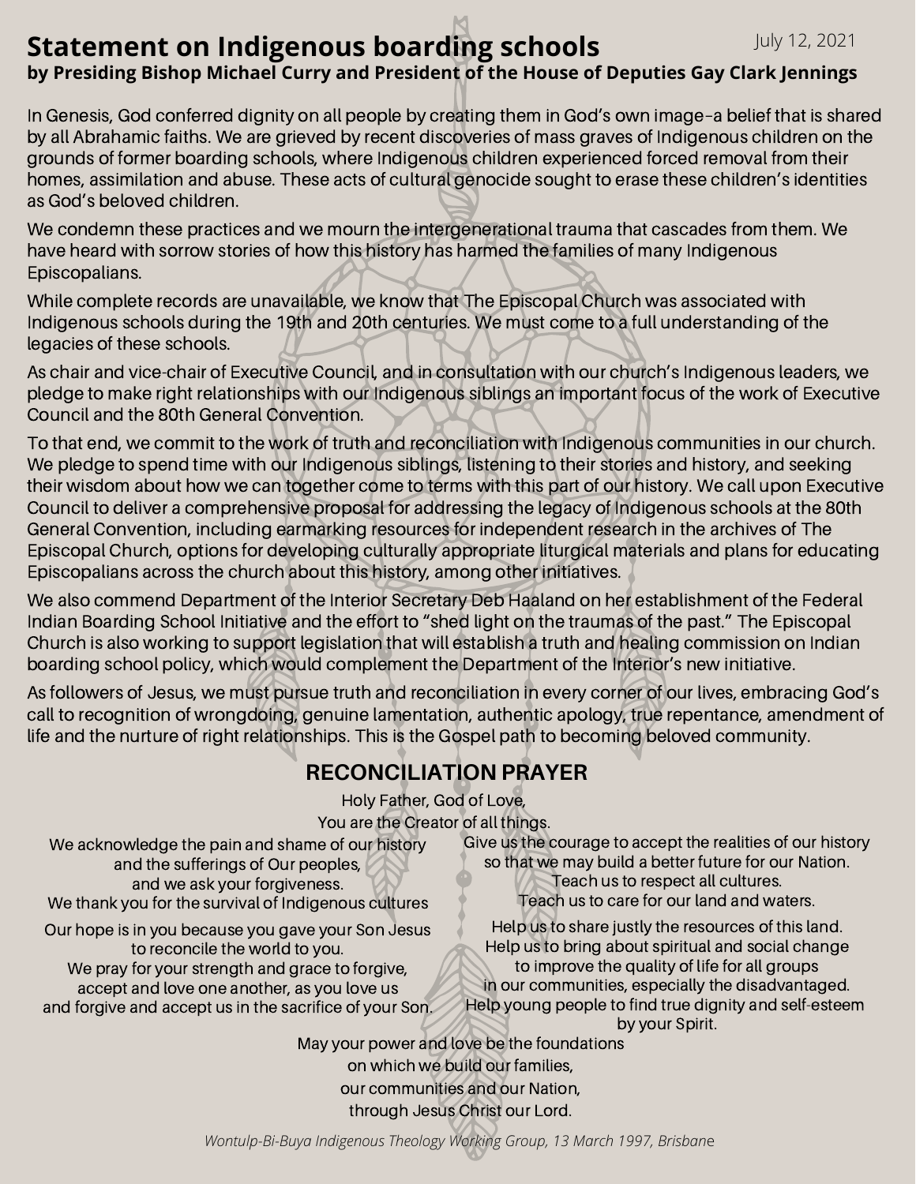# Statement on Indigenous boarding schools

July 12, 2021

**by Presiding Bishop Michael Curry and President of the House of Deputies Gay Clark Jennings**

In Genesis, God conferred dignity on all people by creating them in God's own image–a belief that is shared by all Abrahamic faiths. We are grieved by recent discoveries of mass graves of Indigenous children on the grounds of former boarding schools, where Indigenous children experienced forced removal from their homes, assimilation and abuse. These acts of cultural genocide sought to erase these children's identities as God's beloved children.

We condemn these practices and we mourn the intergenerational trauma that cascades from them. We have heard with sorrow stories of how this history has harmed the families of many Indigenous Episcopalians.

While complete records are unavailable, we know that The Episcopal Church was associated with Indigenous schools during the 19th and 20th centuries. We must come to a full understanding of the legacies of these schools.

As chair and vice-chair of Executive Council, and in consultation with our church's Indigenous leaders, we pledge to make right relationships with our Indigenous siblings an important focus of the work of Executive Council and the 80th General Convention.

To that end, we commit to the work of truth and reconciliation with Indigenous communities in our church. We pledge to spend time with our Indigenous siblings, listening to their stories and history, and seeking their wisdom about how we can together come to terms with this part of our history. We call upon Executive Council to deliver a comprehensive proposal for addressing the legacy of Indigenous schools at the 80th General Convention, including earmarking resources for independent research in the archives of The Episcopal Church, options for developing culturally appropriate liturgical materials and plans for educating Episcopalians across the church about this history, among other initiatives.

We also commend Department of the Interior Secretary Deb Haaland on her establishment of the Federal Indian Boarding School Initiative and the effort to "shed light on the traumas of the past." The Episcopal Church is also working to support legislation that will establish a truth and healing commission on Indian boarding school policy, which would complement the Department of the Interior's new initiative.

As followers of Jesus, we must pursue truth and reconciliation in every corner of our lives, embracing God's call to recognition of wrongdoing, genuine lamentation, authentic apology, true repentance, amendment of life and the nurture of right relationships. This is the Gospel path to becoming beloved community.

## RECONCILIATION PRAYER

Holy Father, God of Love,
You are the Creator of all things.

We acknowledge the pain and shame of our history
and the sufferings of Our peoples,
and we ask your forgiveness.
We thank you for the survival of Indigenous cultures

Our hope is in you because you gave your Son Jesus
to reconcile the world to you.
We pray for your strength and grace to forgive,
accept and love one another, as you love us
and forgive and accept us in the sacrifice of your Son.

Give us the courage to accept the realities of our history
so that we may build a better future for our Nation.
Teach us to respect all cultures.
Teach us to care for our land and waters.

Help us to share justly the resources of this land.
Help us to bring about spiritual and social change
to improve the quality of life for all groups
in our communities, especially the disadvantaged.
Help young people to find true dignity and self-esteem
by your Spirit.

May your power and love be the foundations
on which we build our families,
our communities and our Nation,
through Jesus Christ our Lord.

*Wontulp-Bi-Buya Indigenous Theology Working Group, 13 March 1997, Brisbane*